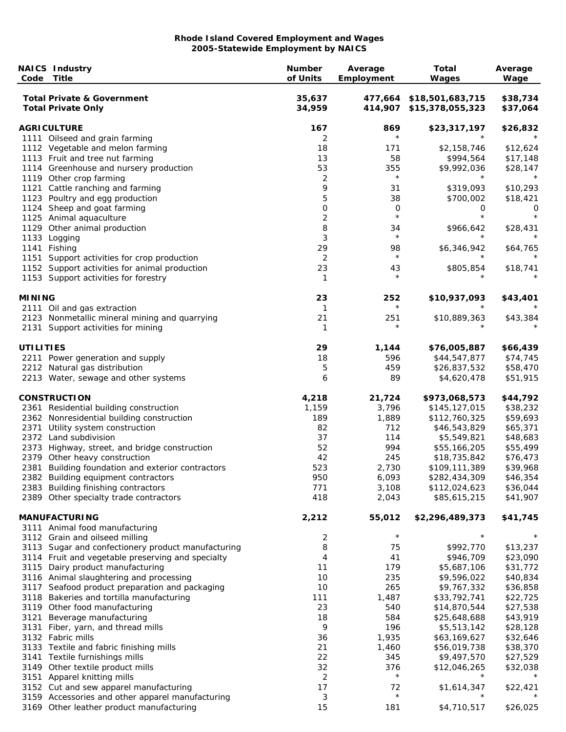**Rhode Island Covered Employment and Wages**
**2005-Statewide Employment by NAICS**

| NAICS Code | Industry Title | Number of Units | Average Employment | Total Wages | Average Wage |
|---|---|---|---|---|---|
| | **Total Private & Government** | **35,637** | **477,664** | **$18,501,683,715** | **$38,734** |
| | **Total Private Only** | **34,959** | **414,907** | **$15,378,055,323** | **$37,064** |
| | | | | | |
| **AGRICULTURE** | | **167** | **869** | **$23,317,197** | **$26,832** |
| 1111 | Oilseed and grain farming | 2 | * | * | * |
| 1112 | Vegetable and melon farming | 18 | 171 | $2,158,746 | $12,624 |
| 1113 | Fruit and tree nut farming | 13 | 58 | $994,564 | $17,148 |
| 1114 | Greenhouse and nursery production | 53 | 355 | $9,992,036 | $28,147 |
| 1119 | Other crop farming | 2 | * | * | * |
| 1121 | Cattle ranching and farming | 9 | 31 | $319,093 | $10,293 |
| 1123 | Poultry and egg production | 5 | 38 | $700,002 | $18,421 |
| 1124 | Sheep and goat farming | 0 | 0 | 0 | 0 |
| 1125 | Animal aquaculture | 2 | * | * | * |
| 1129 | Other animal production | 8 | 34 | $966,642 | $28,431 |
| 1133 | Logging | 3 | * | * | * |
| 1141 | Fishing | 29 | 98 | $6,346,942 | $64,765 |
| 1151 | Support activities for crop production | 2 | * | * | * |
| 1152 | Support activities for animal production | 23 | 43 | $805,854 | $18,741 |
| 1153 | Support activities for forestry | 1 | * | * | * |
| | | | | | |
| **MINING** | | **23** | **252** | **$10,937,093** | **$43,401** |
| 2111 | Oil and gas extraction | 1 | * | * | * |
| 2123 | Nonmetallic mineral mining and quarrying | 21 | 251 | $10,889,363 | $43,384 |
| 2131 | Support activities for mining | 1 | * | * | * |
| | | | | | |
| **UTILITIES** | | **29** | **1,144** | **$76,005,887** | **$66,439** |
| 2211 | Power generation and supply | 18 | 596 | $44,547,877 | $74,745 |
| 2212 | Natural gas distribution | 5 | 459 | $26,837,532 | $58,470 |
| 2213 | Water, sewage and other systems | 6 | 89 | $4,620,478 | $51,915 |
| | | | | | |
| **CONSTRUCTION** | | **4,218** | **21,724** | **$973,068,573** | **$44,792** |
| 2361 | Residential building construction | 1,159 | 3,796 | $145,127,015 | $38,232 |
| 2362 | Nonresidential building construction | 189 | 1,889 | $112,760,325 | $59,693 |
| 2371 | Utility system construction | 82 | 712 | $46,543,829 | $65,371 |
| 2372 | Land subdivision | 37 | 114 | $5,549,821 | $48,683 |
| 2373 | Highway, street, and bridge construction | 52 | 994 | $55,166,205 | $55,499 |
| 2379 | Other heavy construction | 42 | 245 | $18,735,842 | $76,473 |
| 2381 | Building foundation and exterior contractors | 523 | 2,730 | $109,111,389 | $39,968 |
| 2382 | Building equipment contractors | 950 | 6,093 | $282,434,309 | $46,354 |
| 2383 | Building finishing contractors | 771 | 3,108 | $112,024,623 | $36,044 |
| 2389 | Other specialty trade contractors | 418 | 2,043 | $85,615,215 | $41,907 |
| | | | | | |
| **MANUFACTURING** | | **2,212** | **55,012** | **$2,296,489,373** | **$41,745** |
| 3111 | Animal food manufacturing | | | | |
| 3112 | Grain and oilseed milling | 2 | * | * | * |
| 3113 | Sugar and confectionery product manufacturing | 8 | 75 | $992,770 | $13,237 |
| 3114 | Fruit and vegetable preserving and specialty | 4 | 41 | $946,709 | $23,090 |
| 3115 | Dairy product manufacturing | 11 | 179 | $5,687,106 | $31,772 |
| 3116 | Animal slaughtering and processing | 10 | 235 | $9,596,022 | $40,834 |
| 3117 | Seafood product preparation and packaging | 10 | 265 | $9,767,332 | $36,858 |
| 3118 | Bakeries and tortilla manufacturing | 111 | 1,487 | $33,792,741 | $22,725 |
| 3119 | Other food manufacturing | 23 | 540 | $14,870,544 | $27,538 |
| 3121 | Beverage manufacturing | 18 | 584 | $25,648,688 | $43,919 |
| 3131 | Fiber, yarn, and thread mills | 9 | 196 | $5,513,142 | $28,128 |
| 3132 | Fabric mills | 36 | 1,935 | $63,169,627 | $32,646 |
| 3133 | Textile and fabric finishing mills | 21 | 1,460 | $56,019,738 | $38,370 |
| 3141 | Textile furnishings mills | 22 | 345 | $9,497,570 | $27,529 |
| 3149 | Other textile product mills | 32 | 376 | $12,046,265 | $32,038 |
| 3151 | Apparel knitting mills | 2 | * | * | * |
| 3152 | Cut and sew apparel manufacturing | 17 | 72 | $1,614,347 | $22,421 |
| 3159 | Accessories and other apparel manufacturing | 3 | * | * | * |
| 3169 | Other leather product manufacturing | 15 | 181 | $4,710,517 | $26,025 |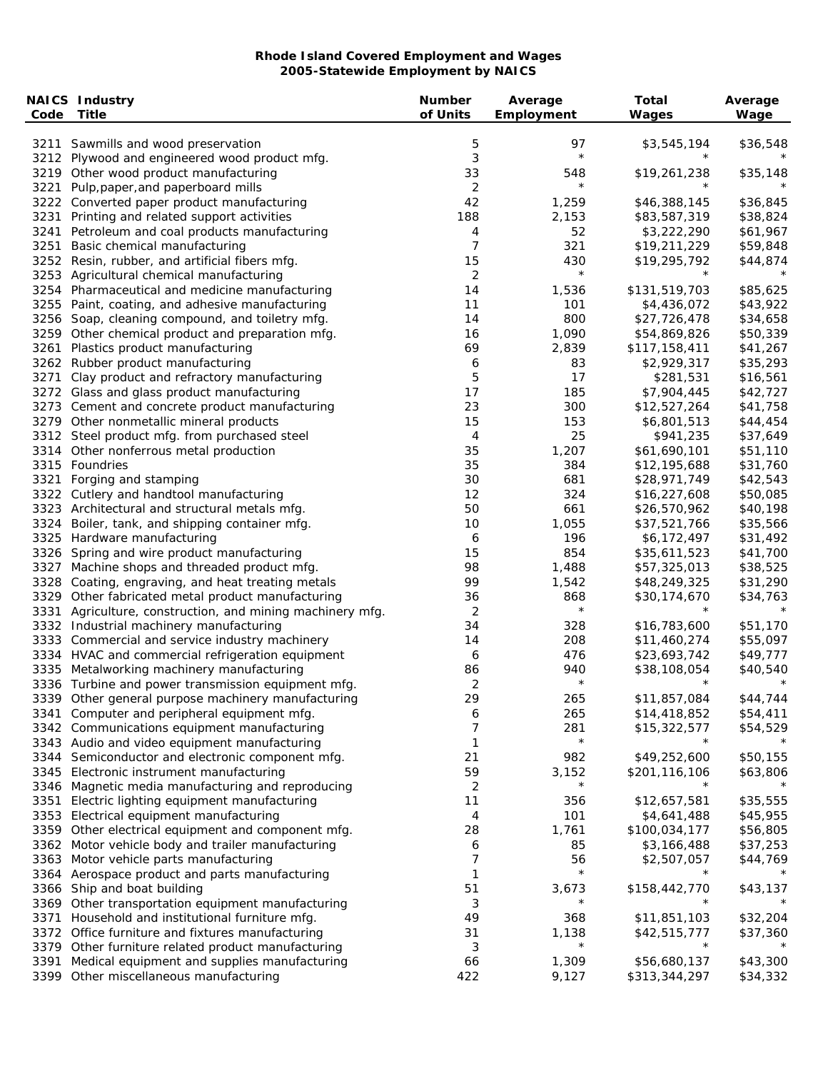**Rhode Island Covered Employment and Wages**
**2005-Statewide Employment by NAICS**

| NAICS Code | Industry Title | Number of Units | Average Employment | Total Wages | Average Wage |
|---|---|---|---|---|---|
| 3211 | Sawmills and wood preservation | 5 | 97 | $3,545,194 | $36,548 |
| 3212 | Plywood and engineered wood product mfg. | 3 | * | * | * |
| 3219 | Other wood product manufacturing | 33 | 548 | $19,261,238 | $35,148 |
| 3221 | Pulp,paper,and paperboard mills | 2 | * | * | * |
| 3222 | Converted paper product manufacturing | 42 | 1,259 | $46,388,145 | $36,845 |
| 3231 | Printing and related support activities | 188 | 2,153 | $83,587,319 | $38,824 |
| 3241 | Petroleum and coal products manufacturing | 4 | 52 | $3,222,290 | $61,967 |
| 3251 | Basic chemical manufacturing | 7 | 321 | $19,211,229 | $59,848 |
| 3252 | Resin, rubber, and artificial fibers mfg. | 15 | 430 | $19,295,792 | $44,874 |
| 3253 | Agricultural chemical manufacturing | 2 | * | * | * |
| 3254 | Pharmaceutical and medicine manufacturing | 14 | 1,536 | $131,519,703 | $85,625 |
| 3255 | Paint, coating, and adhesive manufacturing | 11 | 101 | $4,436,072 | $43,922 |
| 3256 | Soap, cleaning compound, and toiletry mfg. | 14 | 800 | $27,726,478 | $34,658 |
| 3259 | Other chemical product and preparation mfg. | 16 | 1,090 | $54,869,826 | $50,339 |
| 3261 | Plastics product manufacturing | 69 | 2,839 | $117,158,411 | $41,267 |
| 3262 | Rubber product manufacturing | 6 | 83 | $2,929,317 | $35,293 |
| 3271 | Clay product and refractory manufacturing | 5 | 17 | $281,531 | $16,561 |
| 3272 | Glass and glass product manufacturing | 17 | 185 | $7,904,445 | $42,727 |
| 3273 | Cement and concrete product manufacturing | 23 | 300 | $12,527,264 | $41,758 |
| 3279 | Other nonmetallic mineral products | 15 | 153 | $6,801,513 | $44,454 |
| 3312 | Steel product mfg. from purchased steel | 4 | 25 | $941,235 | $37,649 |
| 3314 | Other nonferrous metal production | 35 | 1,207 | $61,690,101 | $51,110 |
| 3315 | Foundries | 35 | 384 | $12,195,688 | $31,760 |
| 3321 | Forging and stamping | 30 | 681 | $28,971,749 | $42,543 |
| 3322 | Cutlery and handtool manufacturing | 12 | 324 | $16,227,608 | $50,085 |
| 3323 | Architectural and structural metals mfg. | 50 | 661 | $26,570,962 | $40,198 |
| 3324 | Boiler, tank, and shipping container mfg. | 10 | 1,055 | $37,521,766 | $35,566 |
| 3325 | Hardware manufacturing | 6 | 196 | $6,172,497 | $31,492 |
| 3326 | Spring and wire product manufacturing | 15 | 854 | $35,611,523 | $41,700 |
| 3327 | Machine shops and threaded product mfg. | 98 | 1,488 | $57,325,013 | $38,525 |
| 3328 | Coating, engraving, and heat treating metals | 99 | 1,542 | $48,249,325 | $31,290 |
| 3329 | Other fabricated metal product manufacturing | 36 | 868 | $30,174,670 | $34,763 |
| 3331 | Agriculture, construction, and mining machinery mfg. | 2 | * | * | * |
| 3332 | Industrial machinery manufacturing | 34 | 328 | $16,783,600 | $51,170 |
| 3333 | Commercial and service industry machinery | 14 | 208 | $11,460,274 | $55,097 |
| 3334 | HVAC and commercial refrigeration equipment | 6 | 476 | $23,693,742 | $49,777 |
| 3335 | Metalworking machinery manufacturing | 86 | 940 | $38,108,054 | $40,540 |
| 3336 | Turbine and power transmission equipment mfg. | 2 | * | * | * |
| 3339 | Other general purpose machinery manufacturing | 29 | 265 | $11,857,084 | $44,744 |
| 3341 | Computer and peripheral equipment mfg. | 6 | 265 | $14,418,852 | $54,411 |
| 3342 | Communications equipment manufacturing | 7 | 281 | $15,322,577 | $54,529 |
| 3343 | Audio and video equipment manufacturing | 1 | * | * | * |
| 3344 | Semiconductor and electronic component mfg. | 21 | 982 | $49,252,600 | $50,155 |
| 3345 | Electronic instrument manufacturing | 59 | 3,152 | $201,116,106 | $63,806 |
| 3346 | Magnetic media manufacturing and reproducing | 2 | * | * | * |
| 3351 | Electric lighting equipment manufacturing | 11 | 356 | $12,657,581 | $35,555 |
| 3353 | Electrical equipment manufacturing | 4 | 101 | $4,641,488 | $45,955 |
| 3359 | Other electrical equipment and component mfg. | 28 | 1,761 | $100,034,177 | $56,805 |
| 3362 | Motor vehicle body and trailer manufacturing | 6 | 85 | $3,166,488 | $37,253 |
| 3363 | Motor vehicle parts manufacturing | 7 | 56 | $2,507,057 | $44,769 |
| 3364 | Aerospace product and parts manufacturing | 1 | * | * | * |
| 3366 | Ship and boat building | 51 | 3,673 | $158,442,770 | $43,137 |
| 3369 | Other transportation equipment manufacturing | 3 | * | * | * |
| 3371 | Household and institutional furniture mfg. | 49 | 368 | $11,851,103 | $32,204 |
| 3372 | Office furniture and fixtures manufacturing | 31 | 1,138 | $42,515,777 | $37,360 |
| 3379 | Other furniture related product manufacturing | 3 | * | * | * |
| 3391 | Medical equipment and supplies manufacturing | 66 | 1,309 | $56,680,137 | $43,300 |
| 3399 | Other miscellaneous manufacturing | 422 | 9,127 | $313,344,297 | $34,332 |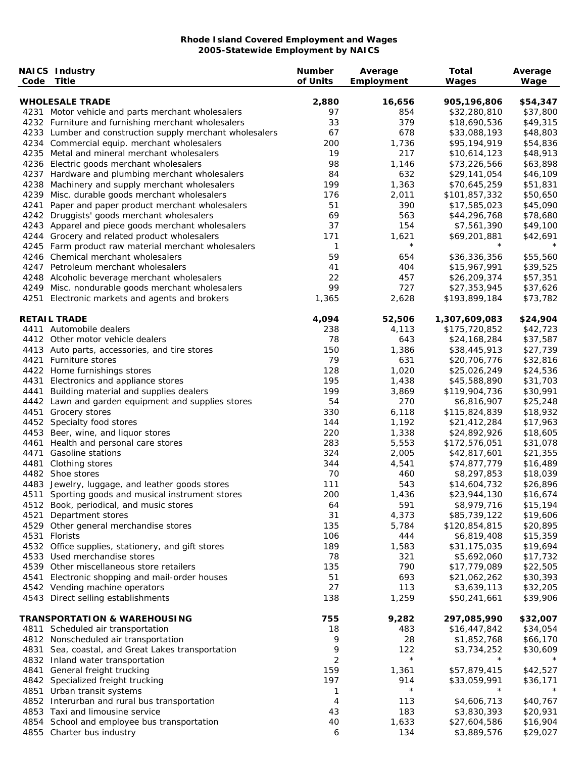**Rhode Island Covered Employment and Wages**
**2005-Statewide Employment by NAICS**

| NAICS Code | Industry Title | Number of Units | Average Employment | Total Wages | Average Wage |
|---|---|---|---|---|---|
| | **WHOLESALE TRADE** | **2,880** | **16,656** | **905,196,806** | **$54,347** |
| 4231 | Motor vehicle and parts merchant wholesalers | 97 | 854 | $32,280,810 | $37,800 |
| 4232 | Furniture and furnishing merchant wholesalers | 33 | 379 | $18,690,536 | $49,315 |
| 4233 | Lumber and construction supply merchant wholesalers | 67 | 678 | $33,088,193 | $48,803 |
| 4234 | Commercial equip. merchant wholesalers | 200 | 1,736 | $95,194,919 | $54,836 |
| 4235 | Metal and mineral merchant wholesalers | 19 | 217 | $10,614,123 | $48,913 |
| 4236 | Electric goods merchant wholesalers | 98 | 1,146 | $73,226,566 | $63,898 |
| 4237 | Hardware and plumbing merchant wholesalers | 84 | 632 | $29,141,054 | $46,109 |
| 4238 | Machinery and supply merchant wholesalers | 199 | 1,363 | $70,645,259 | $51,831 |
| 4239 | Misc. durable goods merchant wholesalers | 176 | 2,011 | $101,857,332 | $50,650 |
| 4241 | Paper and paper product merchant wholesalers | 51 | 390 | $17,585,023 | $45,090 |
| 4242 | Druggists' goods merchant wholesalers | 69 | 563 | $44,296,768 | $78,680 |
| 4243 | Apparel and piece goods merchant wholesalers | 37 | 154 | $7,561,390 | $49,100 |
| 4244 | Grocery and related product wholesalers | 171 | 1,621 | $69,201,881 | $42,691 |
| 4245 | Farm product raw material merchant wholesalers | 1 | * | * | * |
| 4246 | Chemical merchant wholesalers | 59 | 654 | $36,336,356 | $55,560 |
| 4247 | Petroleum merchant wholesalers | 41 | 404 | $15,967,991 | $39,525 |
| 4248 | Alcoholic beverage merchant wholesalers | 22 | 457 | $26,209,374 | $57,351 |
| 4249 | Misc. nondurable goods merchant wholesalers | 99 | 727 | $27,353,945 | $37,626 |
| 4251 | Electronic markets and agents and brokers | 1,365 | 2,628 | $193,899,184 | $73,782 |
| | **RETAIL TRADE** | **4,094** | **52,506** | **1,307,609,083** | **$24,904** |
| 4411 | Automobile dealers | 238 | 4,113 | $175,720,852 | $42,723 |
| 4412 | Other motor vehicle dealers | 78 | 643 | $24,168,284 | $37,587 |
| 4413 | Auto parts, accessories, and tire stores | 150 | 1,386 | $38,445,913 | $27,739 |
| 4421 | Furniture stores | 79 | 631 | $20,706,776 | $32,816 |
| 4422 | Home furnishings stores | 128 | 1,020 | $25,026,249 | $24,536 |
| 4431 | Electronics and appliance stores | 195 | 1,438 | $45,588,890 | $31,703 |
| 4441 | Building material and supplies dealers | 199 | 3,869 | $119,904,736 | $30,991 |
| 4442 | Lawn and garden equipment and supplies stores | 54 | 270 | $6,816,907 | $25,248 |
| 4451 | Grocery stores | 330 | 6,118 | $115,824,839 | $18,932 |
| 4452 | Specialty food stores | 144 | 1,192 | $21,412,284 | $17,963 |
| 4453 | Beer, wine, and liquor stores | 220 | 1,338 | $24,892,926 | $18,605 |
| 4461 | Health and personal care stores | 283 | 5,553 | $172,576,051 | $31,078 |
| 4471 | Gasoline stations | 324 | 2,005 | $42,817,601 | $21,355 |
| 4481 | Clothing stores | 344 | 4,541 | $74,877,779 | $16,489 |
| 4482 | Shoe stores | 70 | 460 | $8,297,853 | $18,039 |
| 4483 | Jewelry, luggage, and leather goods stores | 111 | 543 | $14,604,732 | $26,896 |
| 4511 | Sporting goods and musical instrument stores | 200 | 1,436 | $23,944,130 | $16,674 |
| 4512 | Book, periodical, and music stores | 64 | 591 | $8,979,716 | $15,194 |
| 4521 | Department stores | 31 | 4,373 | $85,739,122 | $19,606 |
| 4529 | Other general merchandise stores | 135 | 5,784 | $120,854,815 | $20,895 |
| 4531 | Florists | 106 | 444 | $6,819,408 | $15,359 |
| 4532 | Office supplies, stationery, and gift stores | 189 | 1,583 | $31,175,035 | $19,694 |
| 4533 | Used merchandise stores | 78 | 321 | $5,692,060 | $17,732 |
| 4539 | Other miscellaneous store retailers | 135 | 790 | $17,779,089 | $22,505 |
| 4541 | Electronic shopping and mail-order houses | 51 | 693 | $21,062,262 | $30,393 |
| 4542 | Vending machine operators | 27 | 113 | $3,639,113 | $32,205 |
| 4543 | Direct selling establishments | 138 | 1,259 | $50,241,661 | $39,906 |
| | **TRANSPORTATION & WAREHOUSING** | **755** | **9,282** | **297,085,990** | **$32,007** |
| 4811 | Scheduled air transportation | 18 | 483 | $16,447,842 | $34,054 |
| 4812 | Nonscheduled air transportation | 9 | 28 | $1,852,768 | $66,170 |
| 4831 | Sea, coastal, and Great Lakes transportation | 9 | 122 | $3,734,252 | $30,609 |
| 4832 | Inland water transportation | 2 | * | * | * |
| 4841 | General freight trucking | 159 | 1,361 | $57,879,415 | $42,527 |
| 4842 | Specialized freight trucking | 197 | 914 | $33,059,991 | $36,171 |
| 4851 | Urban transit systems | 1 | * | * | * |
| 4852 | Interurban and rural bus transportation | 4 | 113 | $4,606,713 | $40,767 |
| 4853 | Taxi and limousine service | 43 | 183 | $3,830,393 | $20,931 |
| 4854 | School and employee bus transportation | 40 | 1,633 | $27,604,586 | $16,904 |
| 4855 | Charter bus industry | 6 | 134 | $3,889,576 | $29,027 |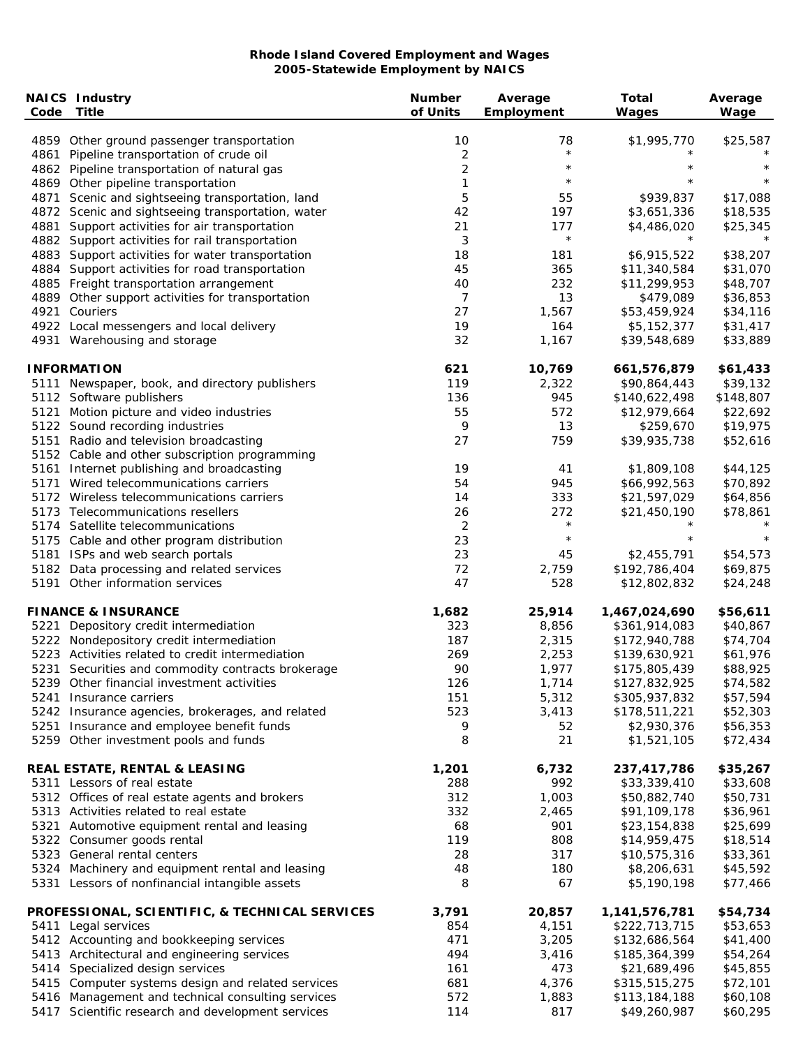**Rhode Island Covered Employment and Wages**
**2005-Statewide Employment by NAICS**

| NAICS Code | Industry Title | Number of Units | Average Employment | Total Wages | Average Wage |
|---|---|---|---|---|---|
| 4859 | Other ground passenger transportation | 10 | 78 | $1,995,770 | $25,587 |
| 4861 | Pipeline transportation of crude oil | 2 | * | * | * |
| 4862 | Pipeline transportation of natural gas | 2 | * | * | * |
| 4869 | Other pipeline transportation | 1 | * | * | * |
| 4871 | Scenic and sightseeing transportation, land | 5 | 55 | $939,837 | $17,088 |
| 4872 | Scenic and sightseeing transportation, water | 42 | 197 | $3,651,336 | $18,535 |
| 4881 | Support activities for air transportation | 21 | 177 | $4,486,020 | $25,345 |
| 4882 | Support activities for rail transportation | 3 | * | * | * |
| 4883 | Support activities for water transportation | 18 | 181 | $6,915,522 | $38,207 |
| 4884 | Support activities for road transportation | 45 | 365 | $11,340,584 | $31,070 |
| 4885 | Freight transportation arrangement | 40 | 232 | $11,299,953 | $48,707 |
| 4889 | Other support activities for transportation | 7 | 13 | $479,089 | $36,853 |
| 4921 | Couriers | 27 | 1,567 | $53,459,924 | $34,116 |
| 4922 | Local messengers and local delivery | 19 | 164 | $5,152,377 | $31,417 |
| 4931 | Warehousing and storage | 32 | 1,167 | $39,548,689 | $33,889 |
| | **INFORMATION** | **621** | **10,769** | **661,576,879** | **$61,433** |
| 5111 | Newspaper, book, and directory publishers | 119 | 2,322 | $90,864,443 | $39,132 |
| 5112 | Software publishers | 136 | 945 | $140,622,498 | $148,807 |
| 5121 | Motion picture and video industries | 55 | 572 | $12,979,664 | $22,692 |
| 5122 | Sound recording industries | 9 | 13 | $259,670 | $19,975 |
| 5151 | Radio and television broadcasting | 27 | 759 | $39,935,738 | $52,616 |
| 5152 | Cable and other subscription programming | | | | |
| 5161 | Internet publishing and broadcasting | 19 | 41 | $1,809,108 | $44,125 |
| 5171 | Wired telecommunications carriers | 54 | 945 | $66,992,563 | $70,892 |
| 5172 | Wireless telecommunications carriers | 14 | 333 | $21,597,029 | $64,856 |
| 5173 | Telecommunications resellers | 26 | 272 | $21,450,190 | $78,861 |
| 5174 | Satellite telecommunications | 2 | * | * | * |
| 5175 | Cable and other program distribution | 23 | * | * | * |
| 5181 | ISPs and web search portals | 23 | 45 | $2,455,791 | $54,573 |
| 5182 | Data processing and related services | 72 | 2,759 | $192,786,404 | $69,875 |
| 5191 | Other information services | 47 | 528 | $12,802,832 | $24,248 |
| | **FINANCE & INSURANCE** | **1,682** | **25,914** | **1,467,024,690** | **$56,611** |
| 5221 | Depository credit intermediation | 323 | 8,856 | $361,914,083 | $40,867 |
| 5222 | Nondepository credit intermediation | 187 | 2,315 | $172,940,788 | $74,704 |
| 5223 | Activities related to credit intermediation | 269 | 2,253 | $139,630,921 | $61,976 |
| 5231 | Securities and commodity contracts brokerage | 90 | 1,977 | $175,805,439 | $88,925 |
| 5239 | Other financial investment activities | 126 | 1,714 | $127,832,925 | $74,582 |
| 5241 | Insurance carriers | 151 | 5,312 | $305,937,832 | $57,594 |
| 5242 | Insurance agencies, brokerages, and related | 523 | 3,413 | $178,511,221 | $52,303 |
| 5251 | Insurance and employee benefit funds | 9 | 52 | $2,930,376 | $56,353 |
| 5259 | Other investment pools and funds | 8 | 21 | $1,521,105 | $72,434 |
| | **REAL ESTATE, RENTAL & LEASING** | **1,201** | **6,732** | **237,417,786** | **$35,267** |
| 5311 | Lessors of real estate | 288 | 992 | $33,339,410 | $33,608 |
| 5312 | Offices of real estate agents and brokers | 312 | 1,003 | $50,882,740 | $50,731 |
| 5313 | Activities related to real estate | 332 | 2,465 | $91,109,178 | $36,961 |
| 5321 | Automotive equipment rental and leasing | 68 | 901 | $23,154,838 | $25,699 |
| 5322 | Consumer goods rental | 119 | 808 | $14,959,475 | $18,514 |
| 5323 | General rental centers | 28 | 317 | $10,575,316 | $33,361 |
| 5324 | Machinery and equipment rental and leasing | 48 | 180 | $8,206,631 | $45,592 |
| 5331 | Lessors of nonfinancial intangible assets | 8 | 67 | $5,190,198 | $77,466 |
| | **PROFESSIONAL, SCIENTIFIC, & TECHNICAL SERVICES** | **3,791** | **20,857** | **1,141,576,781** | **$54,734** |
| 5411 | Legal services | 854 | 4,151 | $222,713,715 | $53,653 |
| 5412 | Accounting and bookkeeping services | 471 | 3,205 | $132,686,564 | $41,400 |
| 5413 | Architectural and engineering services | 494 | 3,416 | $185,364,399 | $54,264 |
| 5414 | Specialized design services | 161 | 473 | $21,689,496 | $45,855 |
| 5415 | Computer systems design and related services | 681 | 4,376 | $315,515,275 | $72,101 |
| 5416 | Management and technical consulting services | 572 | 1,883 | $113,184,188 | $60,108 |
| 5417 | Scientific research and development services | 114 | 817 | $49,260,987 | $60,295 |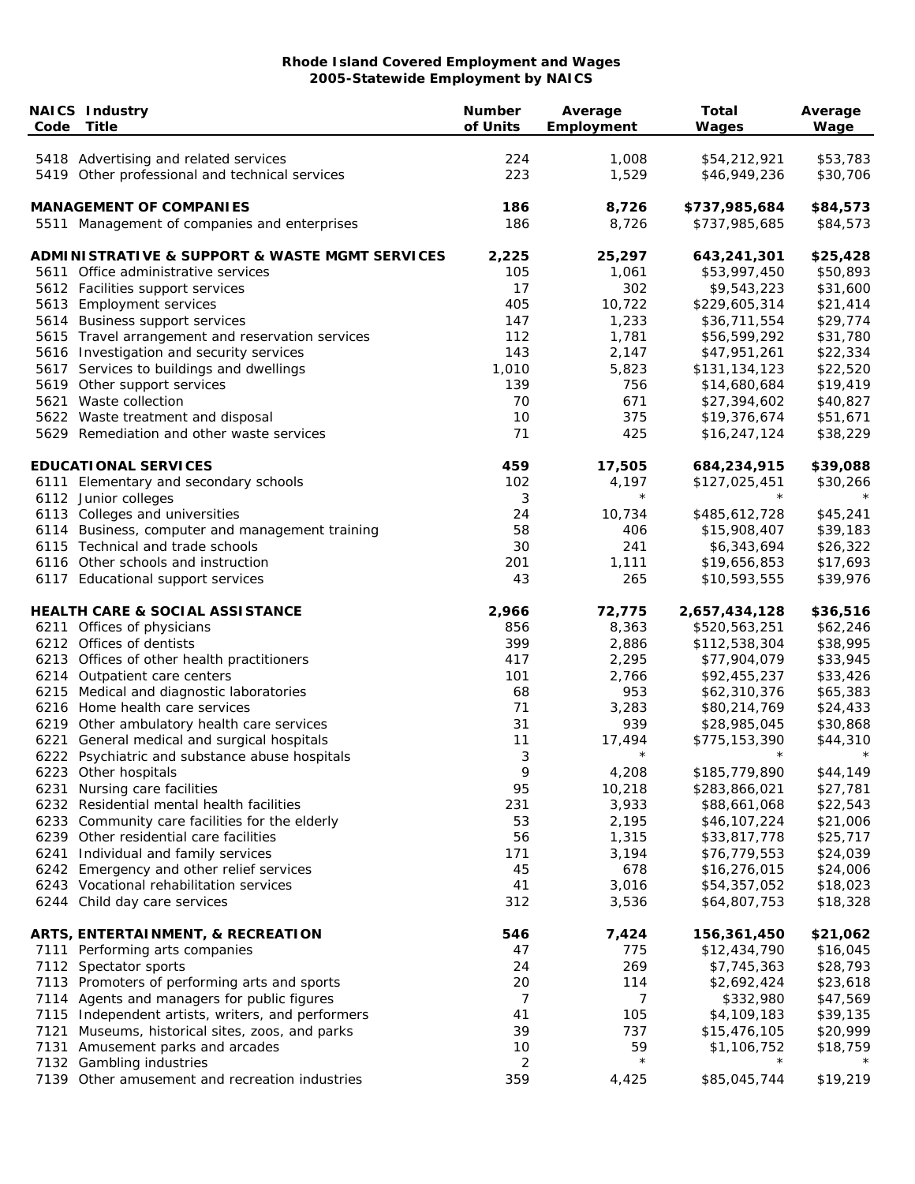**Rhode Island Covered Employment and Wages**
**2005-Statewide Employment by NAICS**

| NAICS Code | Industry Title | Number of Units | Average Employment | Total Wages | Average Wage |
|---|---|---|---|---|---|
| 5418 | Advertising and related services | 224 | 1,008 | $54,212,921 | $53,783 |
| 5419 | Other professional and technical services | 223 | 1,529 | $46,949,236 | $30,706 |
| | **MANAGEMENT OF COMPANIES** | **186** | **8,726** | **$737,985,684** | **$84,573** |
| 5511 | Management of companies and enterprises | 186 | 8,726 | $737,985,685 | $84,573 |
| | **ADMINISTRATIVE & SUPPORT & WASTE MGMT SERVICES** | **2,225** | **25,297** | **643,241,301** | **$25,428** |
| 5611 | Office administrative services | 105 | 1,061 | $53,997,450 | $50,893 |
| 5612 | Facilities support services | 17 | 302 | $9,543,223 | $31,600 |
| 5613 | Employment services | 405 | 10,722 | $229,605,314 | $21,414 |
| 5614 | Business support services | 147 | 1,233 | $36,711,554 | $29,774 |
| 5615 | Travel arrangement and reservation services | 112 | 1,781 | $56,599,292 | $31,780 |
| 5616 | Investigation and security services | 143 | 2,147 | $47,951,261 | $22,334 |
| 5617 | Services to buildings and dwellings | 1,010 | 5,823 | $131,134,123 | $22,520 |
| 5619 | Other support services | 139 | 756 | $14,680,684 | $19,419 |
| 5621 | Waste collection | 70 | 671 | $27,394,602 | $40,827 |
| 5622 | Waste treatment and disposal | 10 | 375 | $19,376,674 | $51,671 |
| 5629 | Remediation and other waste services | 71 | 425 | $16,247,124 | $38,229 |
| | **EDUCATIONAL SERVICES** | **459** | **17,505** | **684,234,915** | **$39,088** |
| 6111 | Elementary and secondary schools | 102 | 4,197 | $127,025,451 | $30,266 |
| 6112 | Junior colleges | 3 | * | * | * |
| 6113 | Colleges and universities | 24 | 10,734 | $485,612,728 | $45,241 |
| 6114 | Business, computer and management training | 58 | 406 | $15,908,407 | $39,183 |
| 6115 | Technical and trade schools | 30 | 241 | $6,343,694 | $26,322 |
| 6116 | Other schools and instruction | 201 | 1,111 | $19,656,853 | $17,693 |
| 6117 | Educational support services | 43 | 265 | $10,593,555 | $39,976 |
| | **HEALTH CARE & SOCIAL ASSISTANCE** | **2,966** | **72,775** | **2,657,434,128** | **$36,516** |
| 6211 | Offices of physicians | 856 | 8,363 | $520,563,251 | $62,246 |
| 6212 | Offices of dentists | 399 | 2,886 | $112,538,304 | $38,995 |
| 6213 | Offices of other health practitioners | 417 | 2,295 | $77,904,079 | $33,945 |
| 6214 | Outpatient care centers | 101 | 2,766 | $92,455,237 | $33,426 |
| 6215 | Medical and diagnostic laboratories | 68 | 953 | $62,310,376 | $65,383 |
| 6216 | Home health care services | 71 | 3,283 | $80,214,769 | $24,433 |
| 6219 | Other ambulatory health care services | 31 | 939 | $28,985,045 | $30,868 |
| 6221 | General medical and surgical hospitals | 11 | 17,494 | $775,153,390 | $44,310 |
| 6222 | Psychiatric and substance abuse hospitals | 3 | * | * | * |
| 6223 | Other hospitals | 9 | 4,208 | $185,779,890 | $44,149 |
| 6231 | Nursing care facilities | 95 | 10,218 | $283,866,021 | $27,781 |
| 6232 | Residential mental health facilities | 231 | 3,933 | $88,661,068 | $22,543 |
| 6233 | Community care facilities for the elderly | 53 | 2,195 | $46,107,224 | $21,006 |
| 6239 | Other residential care facilities | 56 | 1,315 | $33,817,778 | $25,717 |
| 6241 | Individual and family services | 171 | 3,194 | $76,779,553 | $24,039 |
| 6242 | Emergency and other relief services | 45 | 678 | $16,276,015 | $24,006 |
| 6243 | Vocational rehabilitation services | 41 | 3,016 | $54,357,052 | $18,023 |
| 6244 | Child day care services | 312 | 3,536 | $64,807,753 | $18,328 |
| | **ARTS, ENTERTAINMENT, & RECREATION** | **546** | **7,424** | **156,361,450** | **$21,062** |
| 7111 | Performing arts companies | 47 | 775 | $12,434,790 | $16,045 |
| 7112 | Spectator sports | 24 | 269 | $7,745,363 | $28,793 |
| 7113 | Promoters of performing arts and sports | 20 | 114 | $2,692,424 | $23,618 |
| 7114 | Agents and managers for public figures | 7 | 7 | $332,980 | $47,569 |
| 7115 | Independent artists, writers, and performers | 41 | 105 | $4,109,183 | $39,135 |
| 7121 | Museums, historical sites, zoos, and parks | 39 | 737 | $15,476,105 | $20,999 |
| 7131 | Amusement parks and arcades | 10 | 59 | $1,106,752 | $18,759 |
| 7132 | Gambling industries | 2 | * | * | * |
| 7139 | Other amusement and recreation industries | 359 | 4,425 | $85,045,744 | $19,219 |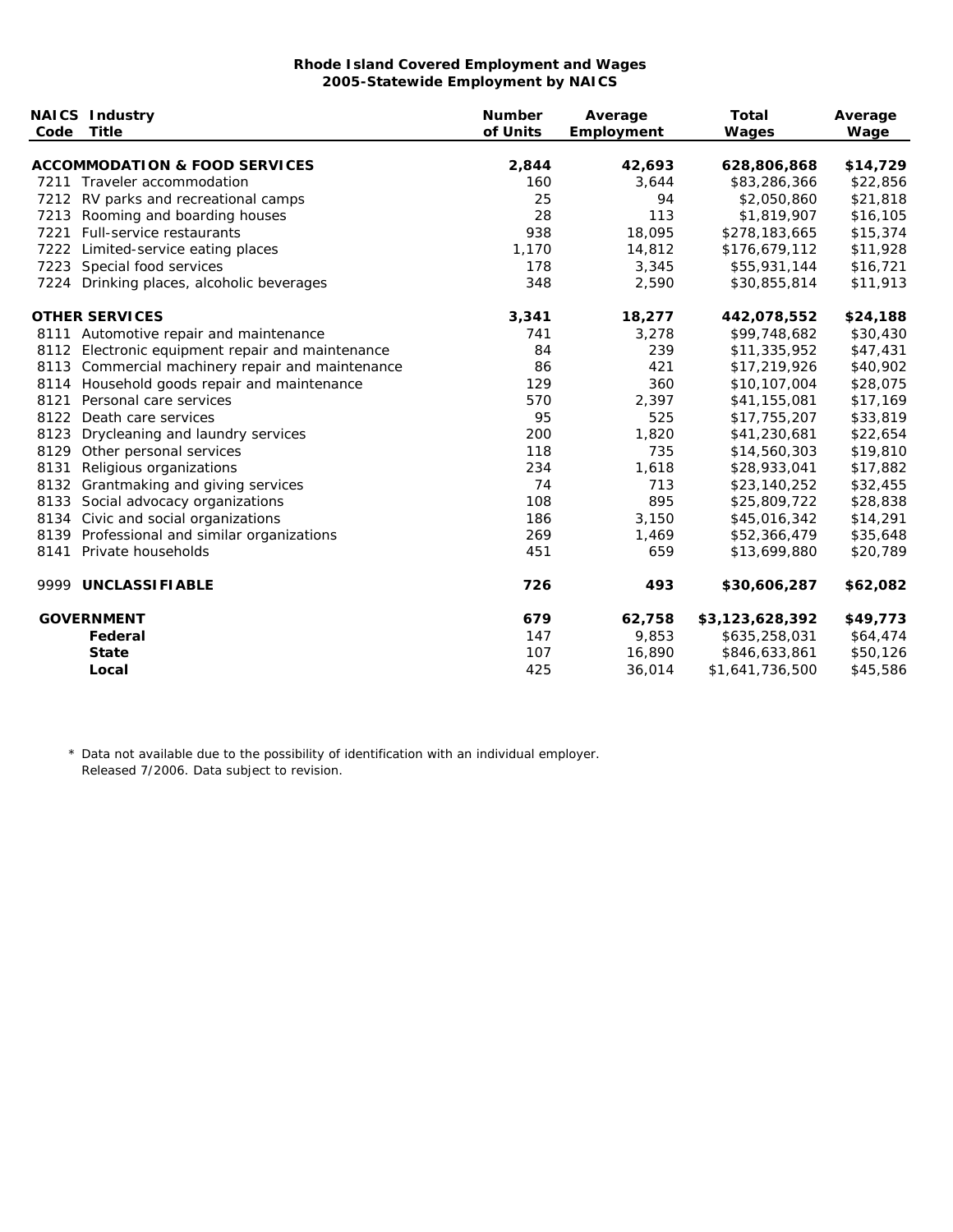**Rhode Island Covered Employment and Wages**
**2005-Statewide Employment by NAICS**

| NAICS Code | Industry Title | Number of Units | Average Employment | Total Wages | Average Wage |
|---|---|---|---|---|---|
| | **ACCOMMODATION & FOOD SERVICES** | **2,844** | **42,693** | **628,806,868** | **$14,729** |
| 7211 | Traveler accommodation | 160 | 3,644 | $83,286,366 | $22,856 |
| 7212 | RV parks and recreational camps | 25 | 94 | $2,050,860 | $21,818 |
| 7213 | Rooming and boarding houses | 28 | 113 | $1,819,907 | $16,105 |
| 7221 | Full-service restaurants | 938 | 18,095 | $278,183,665 | $15,374 |
| 7222 | Limited-service eating places | 1,170 | 14,812 | $176,679,112 | $11,928 |
| 7223 | Special food services | 178 | 3,345 | $55,931,144 | $16,721 |
| 7224 | Drinking places, alcoholic beverages | 348 | 2,590 | $30,855,814 | $11,913 |
| | **OTHER SERVICES** | **3,341** | **18,277** | **442,078,552** | **$24,188** |
| 8111 | Automotive repair and maintenance | 741 | 3,278 | $99,748,682 | $30,430 |
| 8112 | Electronic equipment repair and maintenance | 84 | 239 | $11,335,952 | $47,431 |
| 8113 | Commercial machinery repair and maintenance | 86 | 421 | $17,219,926 | $40,902 |
| 8114 | Household goods repair and maintenance | 129 | 360 | $10,107,004 | $28,075 |
| 8121 | Personal care services | 570 | 2,397 | $41,155,081 | $17,169 |
| 8122 | Death care services | 95 | 525 | $17,755,207 | $33,819 |
| 8123 | Drycleaning and laundry services | 200 | 1,820 | $41,230,681 | $22,654 |
| 8129 | Other personal services | 118 | 735 | $14,560,303 | $19,810 |
| 8131 | Religious organizations | 234 | 1,618 | $28,933,041 | $17,882 |
| 8132 | Grantmaking and giving services | 74 | 713 | $23,140,252 | $32,455 |
| 8133 | Social advocacy organizations | 108 | 895 | $25,809,722 | $28,838 |
| 8134 | Civic and social organizations | 186 | 3,150 | $45,016,342 | $14,291 |
| 8139 | Professional and similar organizations | 269 | 1,469 | $52,366,479 | $35,648 |
| 8141 | Private households | 451 | 659 | $13,699,880 | $20,789 |
| 9999 | **UNCLASSIFIABLE** | **726** | **493** | **$30,606,287** | **$62,082** |
| | **GOVERNMENT** | **679** | **62,758** | **$3,123,628,392** | **$49,773** |
| | **Federal** | 147 | 9,853 | $635,258,031 | $64,474 |
| | **State** | 107 | 16,890 | $846,633,861 | $50,126 |
| | **Local** | 425 | 36,014 | $1,641,736,500 | $45,586 |

\* Data not available due to the possibility of identification with an individual employer.
Released 7/2006. Data subject to revision.